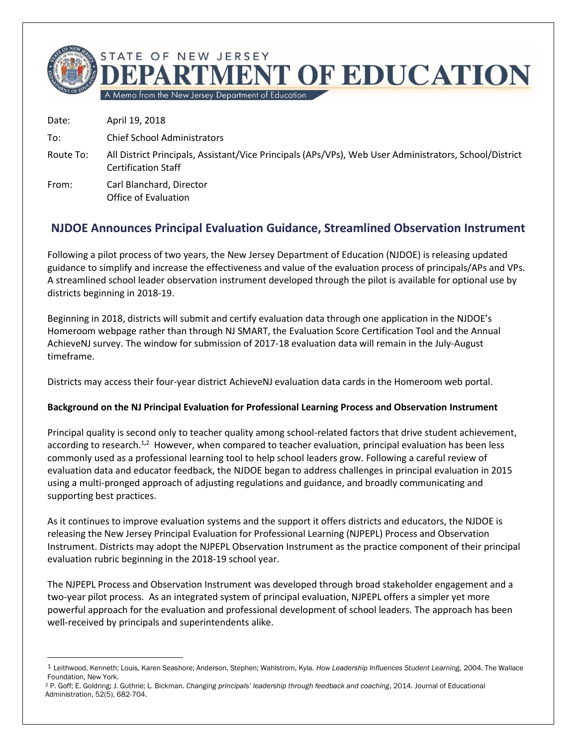# STATE OF NEW JERSEY DEPARTMENT OF EDUCATION

A Memo from the New Jersey Department of Education

Date: April 19, 2018

To: Chief School Administrators

Route To: All District Principals, Assistant/Vice Principals (APs/VPs), Web User Administrators, School/District Certification Staff

From: Carl Blanchard, Director
Office of Evaluation

## NJDOE Announces Principal Evaluation Guidance, Streamlined Observation Instrument

Following a pilot process of two years, the New Jersey Department of Education (NJDOE) is releasing updated guidance to simplify and increase the effectiveness and value of the evaluation process of principals/APs and VPs. A streamlined school leader observation instrument developed through the pilot is available for optional use by districts beginning in 2018-19.

Beginning in 2018, districts will submit and certify evaluation data through one application in the NJDOE's Homeroom webpage rather than through NJ SMART, the Evaluation Score Certification Tool and the Annual AchieveNJ survey. The window for submission of 2017-18 evaluation data will remain in the July-August timeframe.

Districts may access their four-year district AchieveNJ evaluation data cards in the Homeroom web portal.

**Background on the NJ Principal Evaluation for Professional Learning Process and Observation Instrument**

Principal quality is second only to teacher quality among school-related factors that drive student achievement, according to research.[1,2] However, when compared to teacher evaluation, principal evaluation has been less commonly used as a professional learning tool to help school leaders grow. Following a careful review of evaluation data and educator feedback, the NJDOE began to address challenges in principal evaluation in 2015 using a multi-pronged approach of adjusting regulations and guidance, and broadly communicating and supporting best practices.

As it continues to improve evaluation systems and the support it offers districts and educators, the NJDOE is releasing the New Jersey Principal Evaluation for Professional Learning (NJPEPL) Process and Observation Instrument. Districts may adopt the NJPEPL Observation Instrument as the practice component of their principal evaluation rubric beginning in the 2018-19 school year.

The NJPEPL Process and Observation Instrument was developed through broad stakeholder engagement and a two-year pilot process. As an integrated system of principal evaluation, NJPEPL offers a simpler yet more powerful approach for the evaluation and professional development of school leaders. The approach has been well-received by principals and superintendents alike.

---

[1] Leithwood, Kenneth; Louis, Karen Seashore; Anderson, Stephen; Wahlstrom, Kyla. *How Leadership Influences Student Learning,* 2004. The Wallace Foundation, New York.

[2] P. Goff; E. Goldring; J. Guthrie; L. Bickman. *Changing principals' leadership through feedback and coaching*, 2014. Journal of Educational Administration, 52(5), 682-704.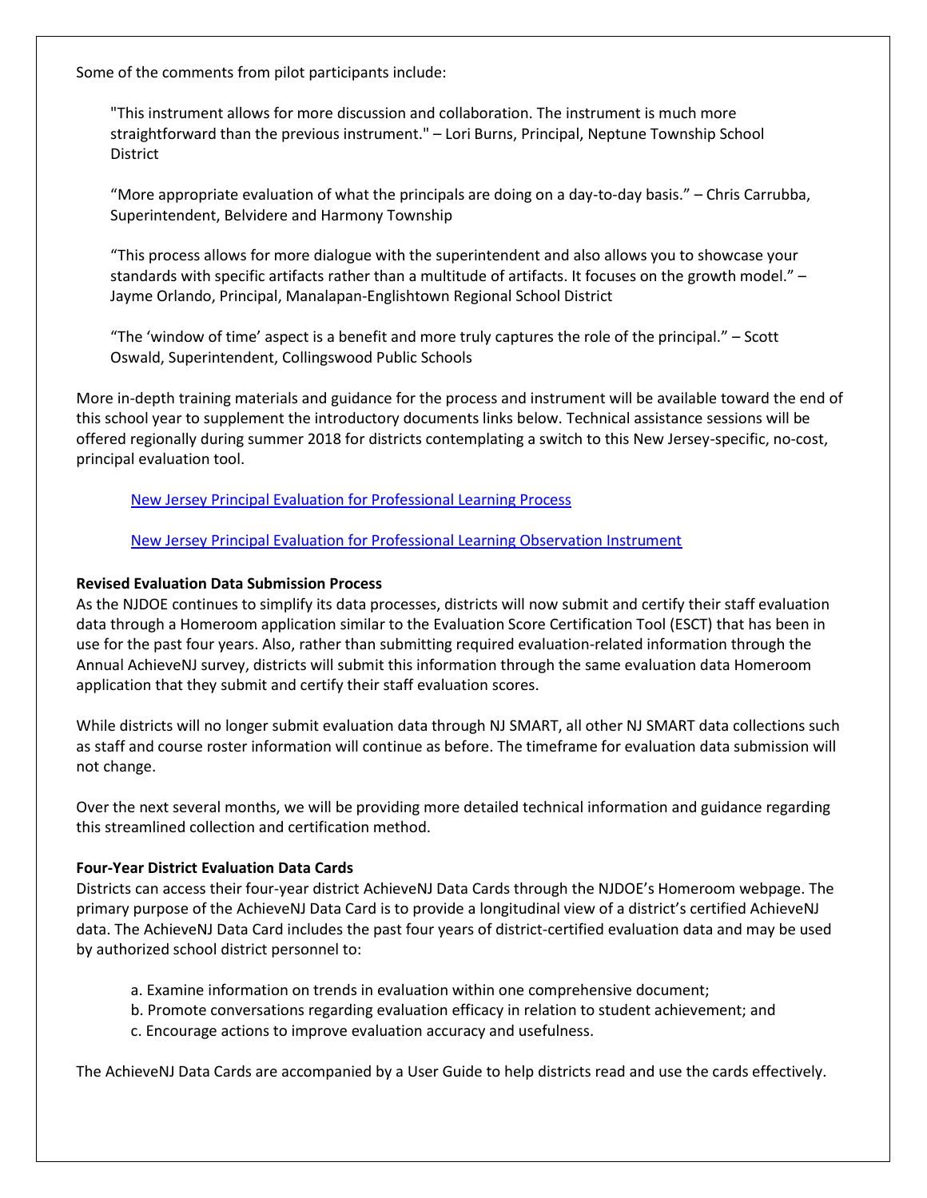Some of the comments from pilot participants include:

> "This instrument allows for more discussion and collaboration. The instrument is much more straightforward than the previous instrument." – Lori Burns, Principal, Neptune Township School District

> "More appropriate evaluation of what the principals are doing on a day-to-day basis." – Chris Carrubba, Superintendent, Belvidere and Harmony Township

> "This process allows for more dialogue with the superintendent and also allows you to showcase your standards with specific artifacts rather than a multitude of artifacts. It focuses on the growth model." – Jayme Orlando, Principal, Manalapan-Englishtown Regional School District

> "The 'window of time' aspect is a benefit and more truly captures the role of the principal." – Scott Oswald, Superintendent, Collingswood Public Schools

More in-depth training materials and guidance for the process and instrument will be available toward the end of this school year to supplement the introductory documents links below. Technical assistance sessions will be offered regionally during summer 2018 for districts contemplating a switch to this New Jersey-specific, no-cost, principal evaluation tool.

New Jersey Principal Evaluation for Professional Learning Process

New Jersey Principal Evaluation for Professional Learning Observation Instrument

**Revised Evaluation Data Submission Process**

As the NJDOE continues to simplify its data processes, districts will now submit and certify their staff evaluation data through a Homeroom application similar to the Evaluation Score Certification Tool (ESCT) that has been in use for the past four years. Also, rather than submitting required evaluation-related information through the Annual AchieveNJ survey, districts will submit this information through the same evaluation data Homeroom application that they submit and certify their staff evaluation scores.

While districts will no longer submit evaluation data through NJ SMART, all other NJ SMART data collections such as staff and course roster information will continue as before. The timeframe for evaluation data submission will not change.

Over the next several months, we will be providing more detailed technical information and guidance regarding this streamlined collection and certification method.

**Four-Year District Evaluation Data Cards**

Districts can access their four-year district AchieveNJ Data Cards through the NJDOE's Homeroom webpage. The primary purpose of the AchieveNJ Data Card is to provide a longitudinal view of a district's certified AchieveNJ data. The AchieveNJ Data Card includes the past four years of district-certified evaluation data and may be used by authorized school district personnel to:

a. Examine information on trends in evaluation within one comprehensive document;
b. Promote conversations regarding evaluation efficacy in relation to student achievement; and
c. Encourage actions to improve evaluation accuracy and usefulness.

The AchieveNJ Data Cards are accompanied by a User Guide to help districts read and use the cards effectively.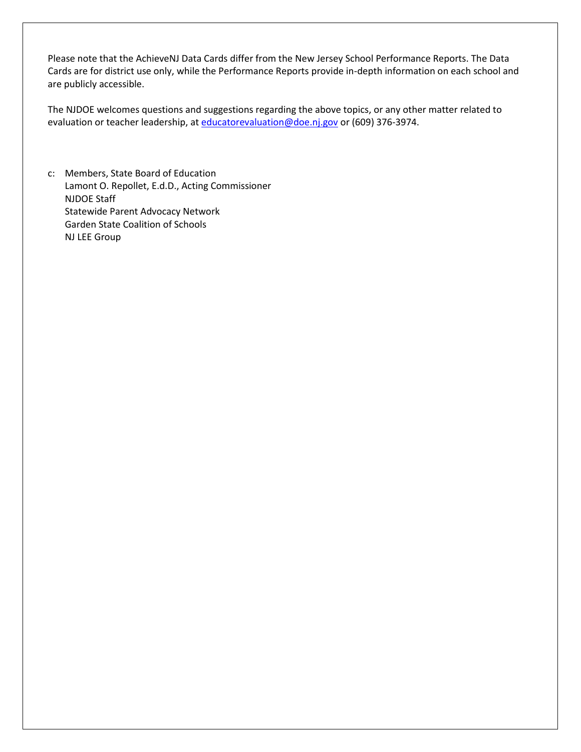Please note that the AchieveNJ Data Cards differ from the New Jersey School Performance Reports. The Data Cards are for district use only, while the Performance Reports provide in-depth information on each school and are publicly accessible.

The NJDOE welcomes questions and suggestions regarding the above topics, or any other matter related to evaluation or teacher leadership, at educatorevaluation@doe.nj.gov or (609) 376-3974.

c: Members, State Board of Education
Lamont O. Repollet, E.d.D., Acting Commissioner
NJDOE Staff
Statewide Parent Advocacy Network
Garden State Coalition of Schools
NJ LEE Group